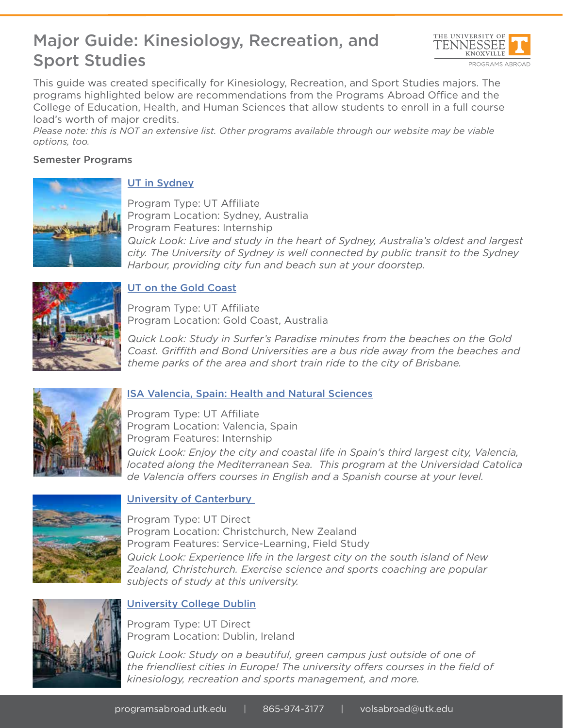# Major Guide: Kinesiology, Recreation, and Sport Studies

This guide was created specifically for Kinesiology, Recreation, and Sport Studies majors. The programs highlighted below are recommendations from the Programs Abroad Office and the College of Education, Health, and Human Sciences that allow students to enroll in a full course load's worth of major credits.

*Please note: this is NOT an extensive list. Other programs available through our website may be viable options, too.*

## Semester Programs

### UT in Sydney

Program Type: UT Affiliate
Program Location: Sydney, Australia
Program Features: Internship
*Quick Look: Live and study in the heart of Sydney, Australia's oldest and largest city. The University of Sydney is well connected by public transit to the Sydney Harbour, providing city fun and beach sun at your doorstep.*

### UT on the Gold Coast

Program Type: UT Affiliate
Program Location: Gold Coast, Australia

*Quick Look: Study in Surfer's Paradise minutes from the beaches on the Gold Coast. Griffith and Bond Universities are a bus ride away from the beaches and theme parks of the area and short train ride to the city of Brisbane.*

### ISA Valencia, Spain: Health and Natural Sciences

Program Type: UT Affiliate
Program Location: Valencia, Spain
Program Features: Internship
*Quick Look: Enjoy the city and coastal life in Spain's third largest city, Valencia, located along the Mediterranean Sea. This program at the Universidad Catolica de Valencia offers courses in English and a Spanish course at your level.*

### University of Canterbury

Program Type: UT Direct
Program Location: Christchurch, New Zealand
Program Features: Service-Learning, Field Study
*Quick Look: Experience life in the largest city on the south island of New Zealand, Christchurch. Exercise science and sports coaching are popular subjects of study at this university.*

### University College Dublin

Program Type: UT Direct
Program Location: Dublin, Ireland

*Quick Look: Study on a beautiful, green campus just outside of one of the friendliest cities in Europe! The university offers courses in the field of kinesiology, recreation and sports management, and more.*

programsabroad.utk.edu | 865-974-3177 | volsabroad@utk.edu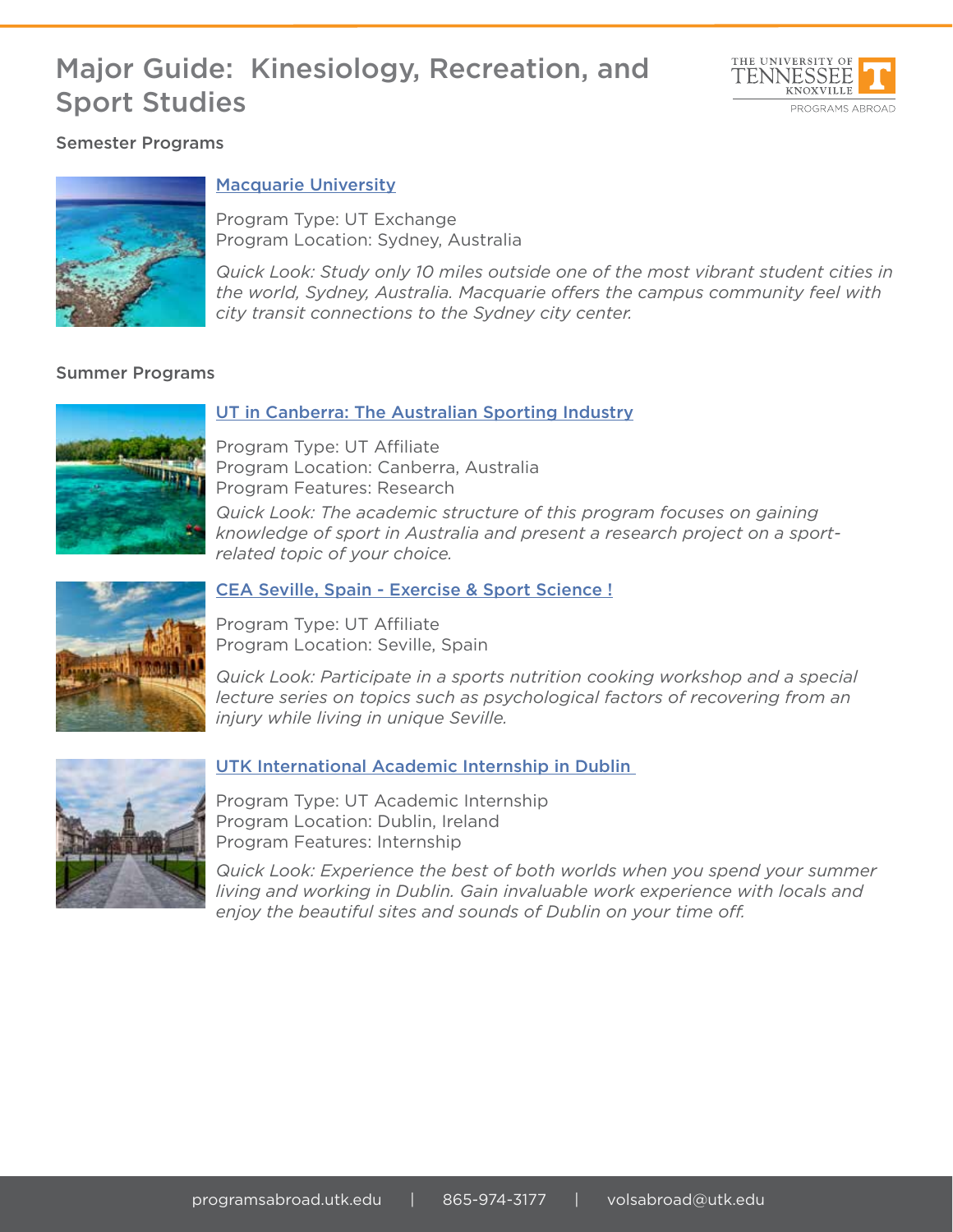# Major Guide: Kinesiology, Recreation, and Sport Studies

## Semester Programs

### Macquarie University

Program Type: UT Exchange
Program Location: Sydney, Australia

*Quick Look: Study only 10 miles outside one of the most vibrant student cities in the world, Sydney, Australia. Macquarie offers the campus community feel with city transit connections to the Sydney city center.*

## Summer Programs

### UT in Canberra: The Australian Sporting Industry

Program Type: UT Affiliate
Program Location: Canberra, Australia
Program Features: Research

*Quick Look: The academic structure of this program focuses on gaining knowledge of sport in Australia and present a research project on a sport-related topic of your choice.*

### CEA Seville, Spain - Exercise & Sport Science !

Program Type: UT Affiliate
Program Location: Seville, Spain

*Quick Look: Participate in a sports nutrition cooking workshop and a special lecture series on topics such as psychological factors of recovering from an injury while living in unique Seville.*

### UTK International Academic Internship in Dublin

Program Type: UT Academic Internship
Program Location: Dublin, Ireland
Program Features: Internship

*Quick Look: Experience the best of both worlds when you spend your summer living and working in Dublin. Gain invaluable work experience with locals and enjoy the beautiful sites and sounds of Dublin on your time off.*